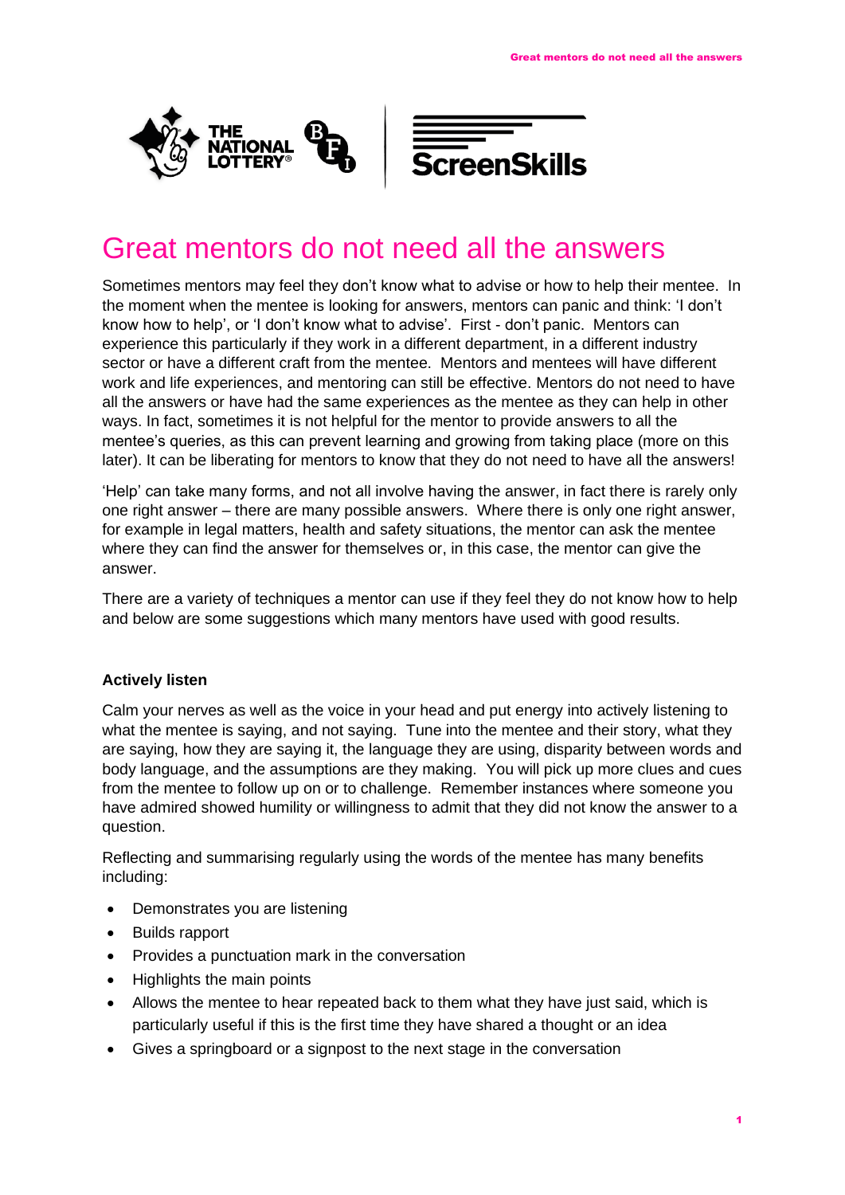# Great mentors do not need all the answers

Sometimes mentors may feel they don't know what to advise or how to help their mentee. In the moment when the mentee is looking for answers, mentors can panic and think: 'I don't know how to help', or 'I don't know what to advise'. First - don't panic. Mentors can experience this particularly if they work in a different department, in a different industry sector or have a different craft from the mentee. Mentors and mentees will have different work and life experiences, and mentoring can still be effective. Mentors do not need to have all the answers or have had the same experiences as the mentee as they can help in other ways. In fact, sometimes it is not helpful for the mentor to provide answers to all the mentee's queries, as this can prevent learning and growing from taking place (more on this later). It can be liberating for mentors to know that they do not need to have all the answers!

'Help' can take many forms, and not all involve having the answer, in fact there is rarely only one right answer – there are many possible answers. Where there is only one right answer, for example in legal matters, health and safety situations, the mentor can ask the mentee where they can find the answer for themselves or, in this case, the mentor can give the answer.

There are a variety of techniques a mentor can use if they feel they do not know how to help and below are some suggestions which many mentors have used with good results.

**Actively listen**

Calm your nerves as well as the voice in your head and put energy into actively listening to what the mentee is saying, and not saying. Tune into the mentee and their story, what they are saying, how they are saying it, the language they are using, disparity between words and body language, and the assumptions are they making. You will pick up more clues and cues from the mentee to follow up on or to challenge. Remember instances where someone you have admired showed humility or willingness to admit that they did not know the answer to a question.

Reflecting and summarising regularly using the words of the mentee has many benefits including:

- Demonstrates you are listening
- Builds rapport
- Provides a punctuation mark in the conversation
- Highlights the main points
- Allows the mentee to hear repeated back to them what they have just said, which is particularly useful if this is the first time they have shared a thought or an idea
- Gives a springboard or a signpost to the next stage in the conversation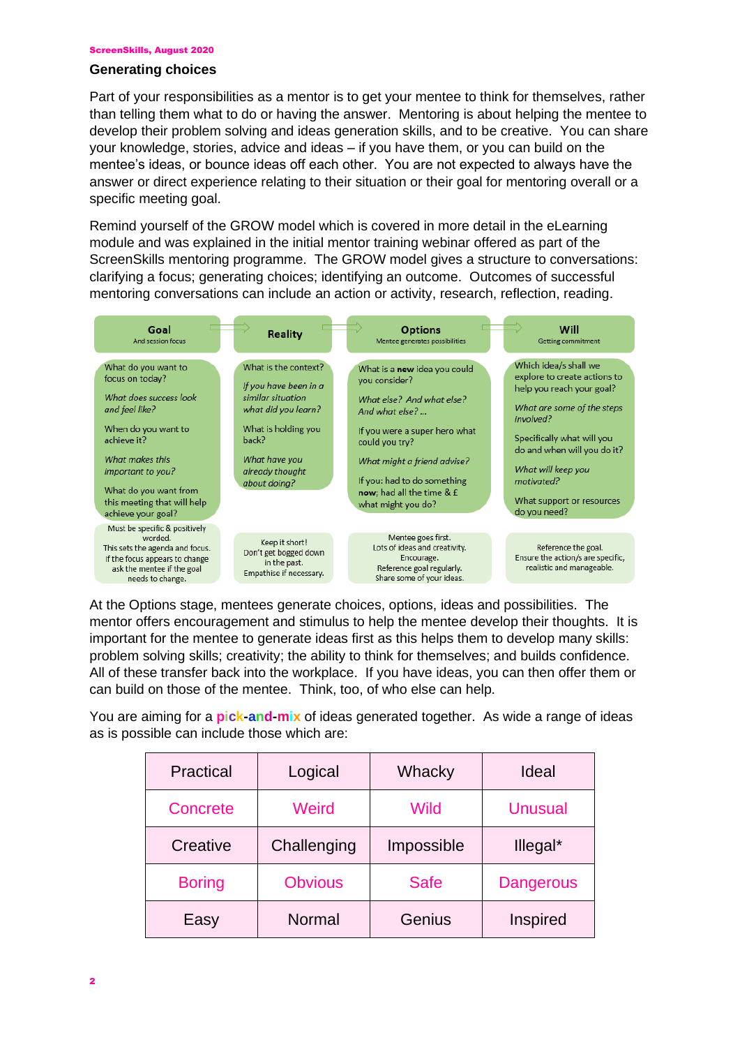## Generating choices

Part of your responsibilities as a mentor is to get your mentee to think for themselves, rather than telling them what to do or having the answer. Mentoring is about helping the mentee to develop their problem solving and ideas generation skills, and to be creative. You can share your knowledge, stories, advice and ideas – if you have them, or you can build on the mentee's ideas, or bounce ideas off each other. You are not expected to always have the answer or direct experience relating to their situation or their goal for mentoring overall or a specific meeting goal.

Remind yourself of the GROW model which is covered in more detail in the eLearning module and was explained in the initial mentor training webinar offered as part of the ScreenSkills mentoring programme. The GROW model gives a structure to conversations: clarifying a focus; generating choices; identifying an outcome. Outcomes of successful mentoring conversations can include an action or activity, research, reflection, reading.

| **Goal** And session focus | **Reality** | **Options** Mentee generates possibilities | **Will** Getting commitment |
|---|---|---|---|
| What do you want to focus on today?<br>*What does success look and feel like?*<br>When do you want to achieve it?<br>*What makes this important to you?*<br>What do you want from this meeting that will help achieve your goal? | What is the context?<br>*If you have been in a similar situation what did you learn?*<br>What is holding you back?<br>*What have you already thought about doing?* | What is a **new** idea you could you consider?<br>*What else? And what else? And what else? …*<br>If you were a super hero what could you try?<br>*What might a friend advise?*<br>If you: had to do something **now**; had all the time & £ what might you do? | Which idea/s shall we explore to create actions to help you reach your goal?<br>*What are some of the steps involved?*<br>Specifically what will you do and when will you do it?<br>*What will keep you motivated?*<br>What support or resources do you need? |
| Must be specific & positively worded.<br>This sets the agenda and focus.<br>If the focus appears to change ask the mentee if the goal needs to change. | Keep it short!<br>Don't get bogged down in the past.<br>Empathise if necessary. | Mentee goes first.<br>Lots of ideas and creativity.<br>Encourage.<br>Reference goal regularly.<br>Share some of your ideas. | Reference the goal.<br>Ensure the action/s are specific, realistic and manageable. |

At the Options stage, mentees generate choices, options, ideas and possibilities. The mentor offers encouragement and stimulus to help the mentee develop their thoughts. It is important for the mentee to generate ideas first as this helps them to develop many skills: problem solving skills; creativity; the ability to think for themselves; and builds confidence. All of these transfer back into the workplace. If you have ideas, you can then offer them or can build on those of the mentee. Think, too, of who else can help.

You are aiming for a **pick-and-mix** of ideas generated together. As wide a range of ideas as is possible can include those which are:

| | | | |
|---|---|---|---|
| Practical | Logical | Whacky | Ideal |
| Concrete | Weird | Wild | Unusual |
| Creative | Challenging | Impossible | Illegal* |
| Boring | Obvious | Safe | Dangerous |
| Easy | Normal | Genius | Inspired |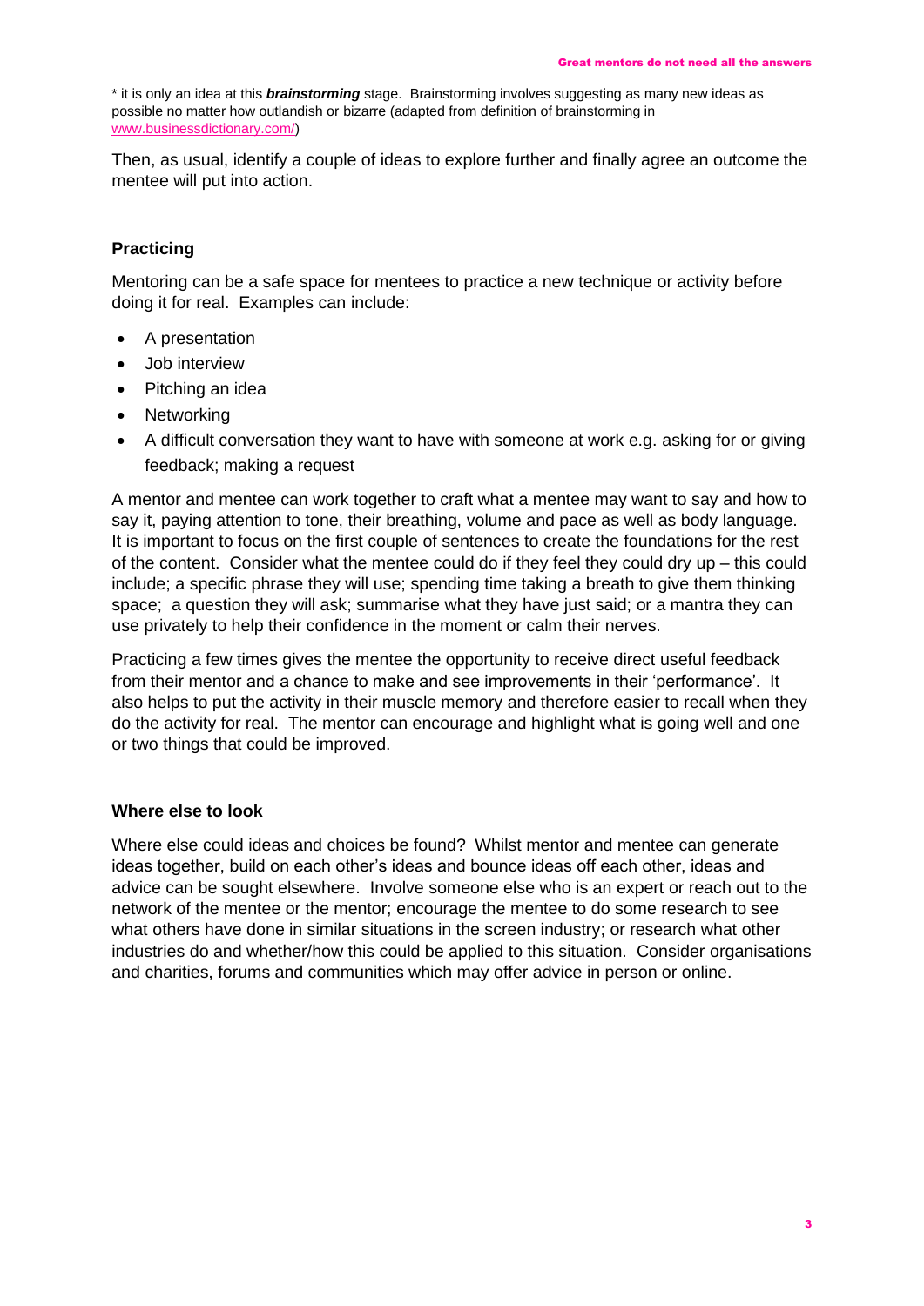\* it is only an idea at this ***brainstorming*** stage. Brainstorming involves suggesting as many new ideas as possible no matter how outlandish or bizarre (adapted from definition of brainstorming in www.businessdictionary.com/)

Then, as usual, identify a couple of ideas to explore further and finally agree an outcome the mentee will put into action.

### Practicing

Mentoring can be a safe space for mentees to practice a new technique or activity before doing it for real. Examples can include:

- A presentation
- Job interview
- Pitching an idea
- Networking
- A difficult conversation they want to have with someone at work e.g. asking for or giving feedback; making a request

A mentor and mentee can work together to craft what a mentee may want to say and how to say it, paying attention to tone, their breathing, volume and pace as well as body language. It is important to focus on the first couple of sentences to create the foundations for the rest of the content. Consider what the mentee could do if they feel they could dry up – this could include; a specific phrase they will use; spending time taking a breath to give them thinking space; a question they will ask; summarise what they have just said; or a mantra they can use privately to help their confidence in the moment or calm their nerves.

Practicing a few times gives the mentee the opportunity to receive direct useful feedback from their mentor and a chance to make and see improvements in their 'performance'. It also helps to put the activity in their muscle memory and therefore easier to recall when they do the activity for real. The mentor can encourage and highlight what is going well and one or two things that could be improved.

### Where else to look

Where else could ideas and choices be found? Whilst mentor and mentee can generate ideas together, build on each other's ideas and bounce ideas off each other, ideas and advice can be sought elsewhere. Involve someone else who is an expert or reach out to the network of the mentee or the mentor; encourage the mentee to do some research to see what others have done in similar situations in the screen industry; or research what other industries do and whether/how this could be applied to this situation. Consider organisations and charities, forums and communities which may offer advice in person or online.